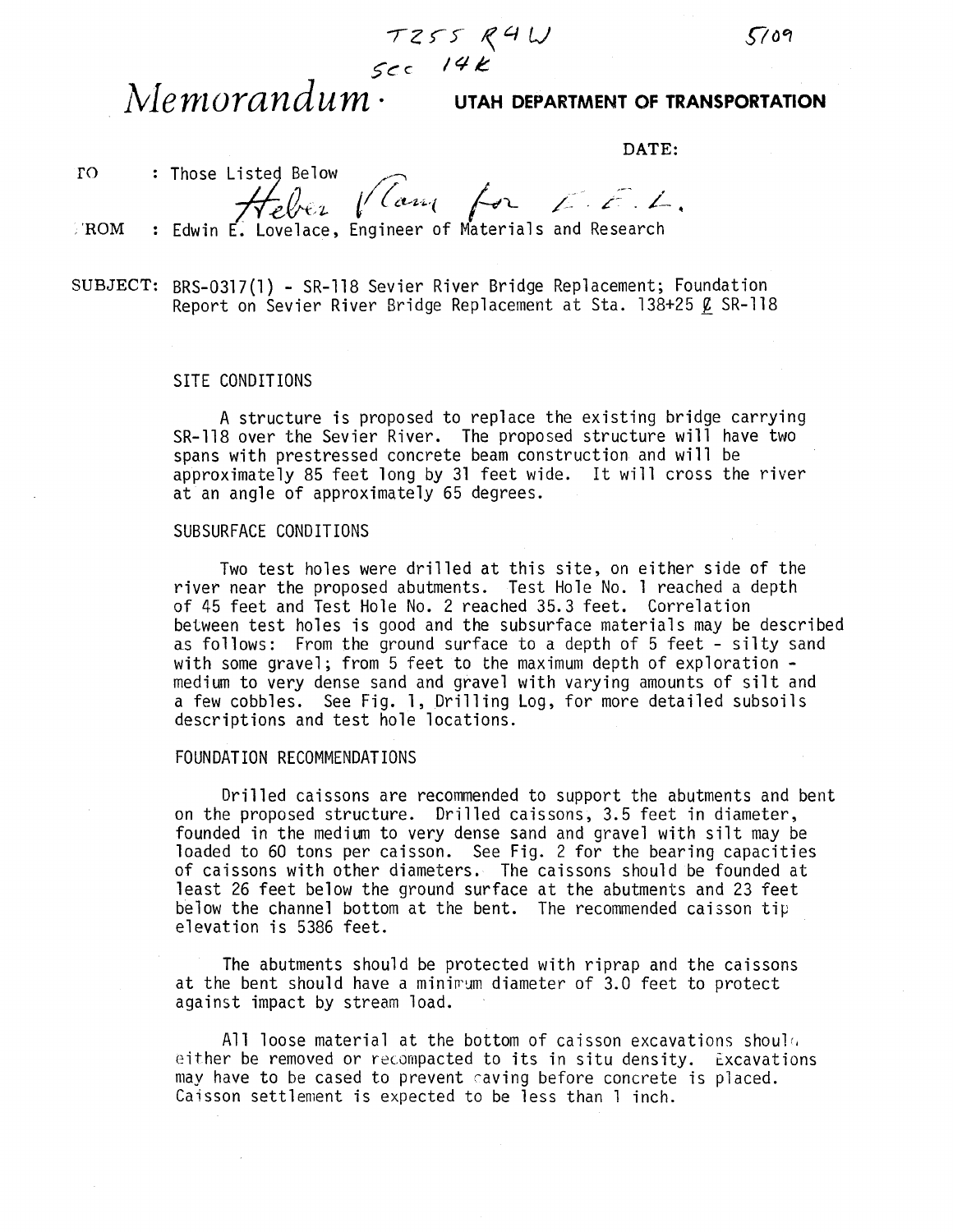T25S R4W
Sec 14k

5109

# *Memorandum* · UTAH DEPARTMENT OF TRANSPORTATION

DATE:

TO : Those Listed Below

Heber Vlam for E.E.L.

FROM : Edwin E. Lovelace, Engineer of Materials and Research

SUBJECT: BRS-0317(1) - SR-118 Sevier River Bridge Replacement; Foundation Report on Sevier River Bridge Replacement at Sta. 138+25 ℄ SR-118

## SITE CONDITIONS

A structure is proposed to replace the existing bridge carrying SR-118 over the Sevier River. The proposed structure will have two spans with prestressed concrete beam construction and will be approximately 85 feet long by 31 feet wide. It will cross the river at an angle of approximately 65 degrees.

## SUBSURFACE CONDITIONS

Two test holes were drilled at this site, on either side of the river near the proposed abutments. Test Hole No. 1 reached a depth of 45 feet and Test Hole No. 2 reached 35.3 feet. Correlation between test holes is good and the subsurface materials may be described as follows: From the ground surface to a depth of 5 feet - silty sand with some gravel; from 5 feet to the maximum depth of exploration - medium to very dense sand and gravel with varying amounts of silt and a few cobbles. See Fig. 1, Drilling Log, for more detailed subsoils descriptions and test hole locations.

## FOUNDATION RECOMMENDATIONS

Drilled caissons are recommended to support the abutments and bent on the proposed structure. Drilled caissons, 3.5 feet in diameter, founded in the medium to very dense sand and gravel with silt may be loaded to 60 tons per caisson. See Fig. 2 for the bearing capacities of caissons with other diameters. The caissons should be founded at least 26 feet below the ground surface at the abutments and 23 feet below the channel bottom at the bent. The recommended caisson tip elevation is 5386 feet.

The abutments should be protected with riprap and the caissons at the bent should have a minimum diameter of 3.0 feet to protect against impact by stream load.

All loose material at the bottom of caisson excavations should either be removed or recompacted to its in situ density. Excavations may have to be cased to prevent caving before concrete is placed. Caisson settlement is expected to be less than 1 inch.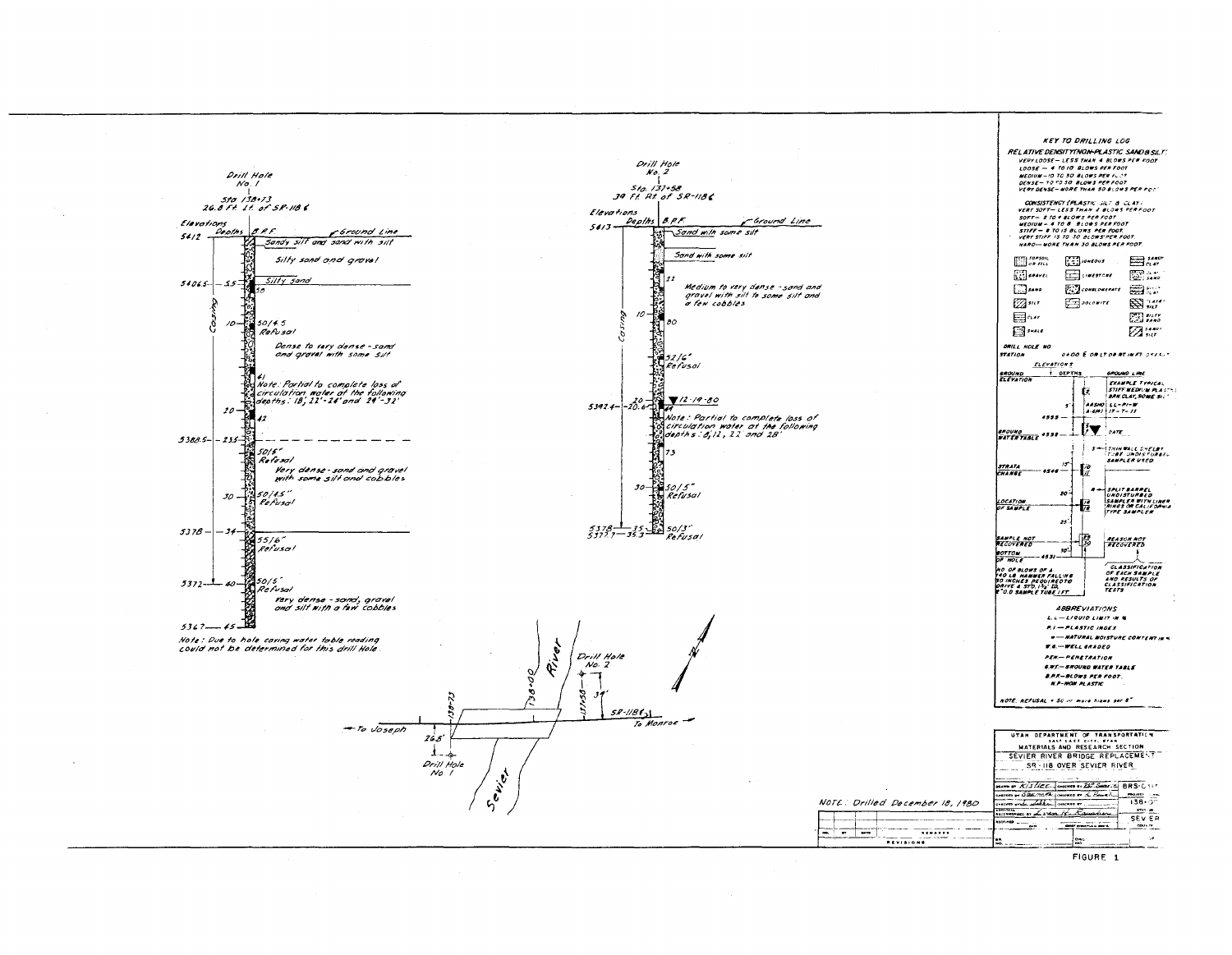Drill Hole No. 1

Sta 138+73
26.8 Ft Lt of SR-118 ℄

Elevations — Depths — B.P.F. — Ground Line

5412

Sandy silt and sand with silt

Silty sand and gravel

5406.5 — 5.5 — Silty sand

50

10 — 50/4.5 Refusal

Dense to very dense - sand and gravel with some silt

41

Note: Partial to complete loss of circulation water at the following depths: 18', 22'-24' and 29'-32'

20 — 42

5388.5 — 23.5

50/5" Refusal

Very dense - sand and gravel with some silt and cobbles

30 — 50/4.5" Refusal

5378 — 34

55/6" Refusal

5372 — 40

50/5" Refusal

Very dense - sand, gravel and silt with a few cobbles

5367 — 45

Casing

Note: Due to hole casing water table reading could not be determined for this drill hole.

Drill Hole No. 2

Sta. 137+58
39 Ft Rt of SR-118 ℄

Elevations — Depths — B.P.F. — Ground Line

5413

Sand with some silt

Sand with some silt

22

Medium to very dense - sand and gravel with silt to some silt and a few cobbles

10 — 80

52/6" Refusal

5392.4 — 20.6 — 20 — 12-19-80

44

Note: Partial to complete loss of circulation water at the following depths: 8, 12, 22 and 28'

73

30 — 50/5" Refusal

5378 — 35
5377.7 — 35.3

50/3" Refusal

Casing

← To Joseph — SR-118 ℄ — To Monroe →

138+73 — 138+00 — 137+58 — 26.8' — 39'

Drill Hole No. 1 — Drill Hole No. 2

Sevier River

N

NOTE: Drilled December 18, 1980

## KEY TO DRILLING LOG

**RELATIVE DENSITY (NON-PLASTIC SAND & SILT)**

VERY LOOSE — LESS THAN 4 BLOWS PER FOOT
LOOSE — 4 TO 10 BLOWS PER FOOT
MEDIUM — 10 TO 30 BLOWS PER FOOT
DENSE — 30 TO 50 BLOWS PER FOOT
VERY DENSE — MORE THAN 50 BLOWS PER FOOT

**CONSISTENCY (PLASTIC SILT & CLAY)**

VERY SOFT — LESS THAN 2 BLOWS PER FOOT
SOFT — 2 TO 4 BLOWS PER FOOT
MEDIUM — 4 TO 8 BLOWS PER FOOT
STIFF — 8 TO 15 BLOWS PER FOOT
VERY STIFF 15 TO 30 BLOWS PER FOOT
HARD — MORE THAN 30 BLOWS PER FOOT

TOPSOIL OR FILL — IGNEOUS — SANDY CLAY
GRAVEL — LIMESTONE — SILTY CLAY
SAND — CONGLOMERATE — SANDY CLAY
SILT — DOLOMITE — CLAYEY SILT
CLAY — SILTY SAND
SHALE — SANDY SILT

DRILL HOLE NO
STATION 0+00 E OR LT OR RT IN FT OF ℄

ELEVATIONS — DEPTHS — GROUND LINE

GROUND ELEVATION

EXAMPLE TYPICAL STIFF MEDIUM PLASTIC BRN CLAY, SOME SILT

AASHO A-6(4) LL-PI-W 17-7-11

4555

GROUND WATER TABLE 4553 — DATE

THIN WALL SHELBY TUBE UNDISTURBED SAMPLER USED

STRATA CHANGE 4546

SPLIT BARREL UNDISTURBED SAMPLER WITH LINER RINGS OR CALIFORNIA TYPE SAMPLER

LOCATION OF SAMPLE

SAMPLE NOT RECOVERED — REASON NOT RECOVERED

BOTTOM OF HOLE 4531

NO. OF BLOWS OF A 140 LB HAMMER FALLING 30 INCHES REQUIRED TO DRIVE A STD 1⅜" I.D. 2" O.D. SAMPLE TUBE 1 FT

CLASSIFICATION OF EACH SAMPLE AND RESULTS OF CLASSIFICATION TESTS

**ABBREVIATIONS**

L.L — LIQUID LIMIT IN %
P.I — PLASTIC INDEX
w — NATURAL MOISTURE CONTENT IN %
W.G. — WELL GRADED
PEN — PENETRATION
G.W.T. — GROUND WATER TABLE
B.P.F. — BLOWS PER FOOT
N.P. — NON PLASTIC

NOTE: REFUSAL = 50 or more blows per 6"

UTAH DEPARTMENT OF TRANSPORTATION
SALT LAKE CITY, UTAH
MATERIALS AND RESEARCH SECTION
SEVIER RIVER BRIDGE REPLACEMENT
SR-118 OVER SEVIER RIVER

DRAWN BY Kistler — CHECKED BY — BRS-C
CHECKED BY — CHECKED BY R. Powell — PROJECT 138
APPROVAL RECOMMENDED BY
SEVIER

REVISIONS

FIGURE 1